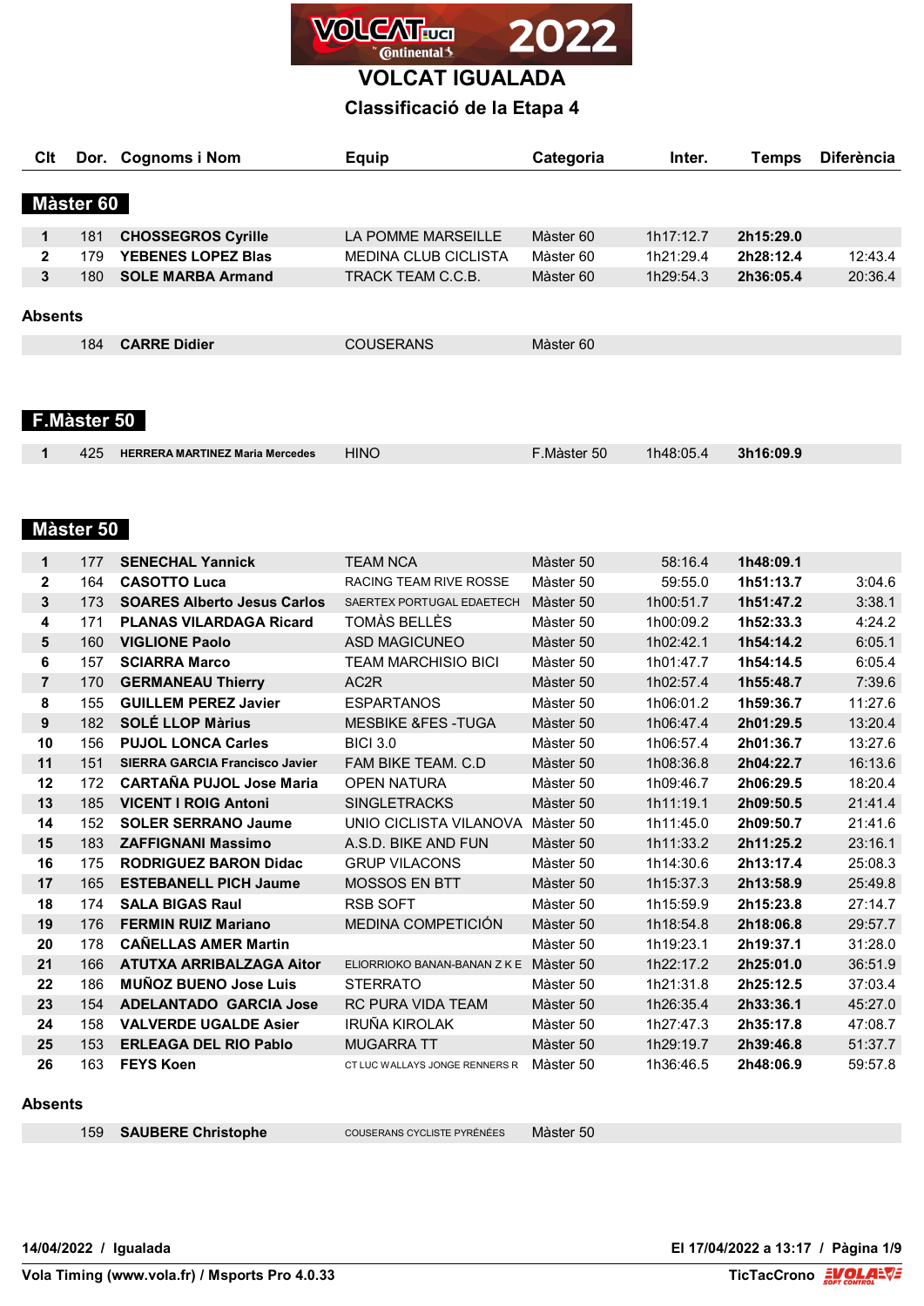# VOLCAT IGUALADA

## Classificació de la Etapa 4

### Màster 60

| Clt | Dor. | Cognoms i Nom | Equip | Categoria | Inter. | Temps | Diferència |
|---|---|---|---|---|---|---|---|
| 1 | 181 | **CHOSSEGROS Cyrille** | LA POMME MARSEILLE | Màster 60 | 1h17:12.7 | **2h15:29.0** | |
| 2 | 179 | **YEBENES LOPEZ Blas** | MEDINA CLUB CICLISTA | Màster 60 | 1h21:29.4 | **2h28:12.4** | 12:43.4 |
| 3 | 180 | **SOLE MARBA Armand** | TRACK TEAM C.C.B. | Màster 60 | 1h29:54.3 | **2h36:05.4** | 20:36.4 |

**Absents**

| Clt | Dor. | Cognoms i Nom | Equip | Categoria | Inter. | Temps | Diferència |
|---|---|---|---|---|---|---|---|
| | 184 | **CARRE Didier** | COUSERANS | Màster 60 | | | |

### F.Màster 50

| Clt | Dor. | Cognoms i Nom | Equip | Categoria | Inter. | Temps | Diferència |
|---|---|---|---|---|---|---|---|
| 1 | 425 | **HERRERA MARTINEZ Maria Mercedes** | HINO | F.Màster 50 | 1h48:05.4 | **3h16:09.9** | |

### Màster 50

| Clt | Dor. | Cognoms i Nom | Equip | Categoria | Inter. | Temps | Diferència |
|---|---|---|---|---|---|---|---|
| 1 | 177 | **SENECHAL Yannick** | TEAM NCA | Màster 50 | 58:16.4 | **1h48:09.1** | |
| 2 | 164 | **CASOTTO Luca** | RACING TEAM RIVE ROSSE | Màster 50 | 59:55.0 | **1h51:13.7** | 3:04.6 |
| 3 | 173 | **SOARES Alberto Jesus Carlos** | SAERTEX PORTUGAL EDAETECH | Màster 50 | 1h00:51.7 | **1h51:47.2** | 3:38.1 |
| 4 | 171 | **PLANAS VILARDAGA Ricard** | TOMÀS BELLÈS | Màster 50 | 1h00:09.2 | **1h52:33.3** | 4:24.2 |
| 5 | 160 | **VIGLIONE Paolo** | ASD MAGICUNEO | Màster 50 | 1h02:42.1 | **1h54:14.2** | 6:05.1 |
| 6 | 157 | **SCIARRA Marco** | TEAM MARCHISIO BICI | Màster 50 | 1h01:47.7 | **1h54:14.5** | 6:05.4 |
| 7 | 170 | **GERMANEAU Thierry** | AC2R | Màster 50 | 1h02:57.4 | **1h55:48.7** | 7:39.6 |
| 8 | 155 | **GUILLEM PEREZ Javier** | ESPARTANOS | Màster 50 | 1h06:01.2 | **1h59:36.7** | 11:27.6 |
| 9 | 182 | **SOLÉ LLOP Màrius** | MESBIKE &FES -TUGA | Màster 50 | 1h06:47.4 | **2h01:29.5** | 13:20.4 |
| 10 | 156 | **PUJOL LONCA Carles** | BICI 3.0 | Màster 50 | 1h06:57.4 | **2h01:36.7** | 13:27.6 |
| 11 | 151 | **SIERRA GARCIA Francisco Javier** | FAM BIKE TEAM. C.D | Màster 50 | 1h08:36.8 | **2h04:22.7** | 16:13.6 |
| 12 | 172 | **CARTAÑA PUJOL Jose Maria** | OPEN NATURA | Màster 50 | 1h09:46.7 | **2h06:29.5** | 18:20.4 |
| 13 | 185 | **VICENT I ROIG Antoni** | SINGLETRACKS | Màster 50 | 1h11:19.1 | **2h09:50.5** | 21:41.4 |
| 14 | 152 | **SOLER SERRANO Jaume** | UNIO CICLISTA VILANOVA | Màster 50 | 1h11:45.0 | **2h09:50.7** | 21:41.6 |
| 15 | 183 | **ZAFFIGNANI Massimo** | A.S.D. BIKE AND FUN | Màster 50 | 1h11:33.2 | **2h11:25.2** | 23:16.1 |
| 16 | 175 | **RODRIGUEZ BARON Didac** | GRUP VILACONS | Màster 50 | 1h14:30.6 | **2h13:17.4** | 25:08.3 |
| 17 | 165 | **ESTEBANELL PICH Jaume** | MOSSOS EN BTT | Màster 50 | 1h15:37.3 | **2h13:58.9** | 25:49.8 |
| 18 | 174 | **SALA BIGAS Raul** | RSB SOFT | Màster 50 | 1h15:59.9 | **2h15:23.8** | 27:14.7 |
| 19 | 176 | **FERMIN RUIZ Mariano** | MEDINA COMPETICIÓN | Màster 50 | 1h18:54.8 | **2h18:06.8** | 29:57.7 |
| 20 | 178 | **CAÑELLAS AMER Martin** | | Màster 50 | 1h19:23.1 | **2h19:37.1** | 31:28.0 |
| 21 | 166 | **ATUTXA ARRIBALZAGA Aitor** | ELIORRIOKO BANAN-BANAN Z K E | Màster 50 | 1h22:17.2 | **2h25:01.0** | 36:51.9 |
| 22 | 186 | **MUÑOZ BUENO Jose Luis** | STERRATO | Màster 50 | 1h21:31.8 | **2h25:12.5** | 37:03.4 |
| 23 | 154 | **ADELANTADO GARCIA Jose** | RC PURA VIDA TEAM | Màster 50 | 1h26:35.4 | **2h33:36.1** | 45:27.0 |
| 24 | 158 | **VALVERDE UGALDE Asier** | IRUÑA KIROLAK | Màster 50 | 1h27:47.3 | **2h35:17.8** | 47:08.7 |
| 25 | 153 | **ERLEAGA DEL RIO Pablo** | MUGARRA TT | Màster 50 | 1h29:19.7 | **2h39:46.8** | 51:37.7 |
| 26 | 163 | **FEYS Koen** | CT LUC WALLAYS JONGE RENNERS R | Màster 50 | 1h36:46.5 | **2h48:06.9** | 59:57.8 |

**Absents**

| Clt | Dor. | Cognoms i Nom | Equip | Categoria | Inter. | Temps | Diferència |
|---|---|---|---|---|---|---|---|
| | 159 | **SAUBERE Christophe** | COUSERANS CYCLISTE PYRÉNÉES | Màster 50 | | | |

**14/04/2022 / Igualada** — **El 17/04/2022 a 13:17**

**Vola Timing (www.vola.fr) / Msports Pro 4.0.33** — **TicTacCrono**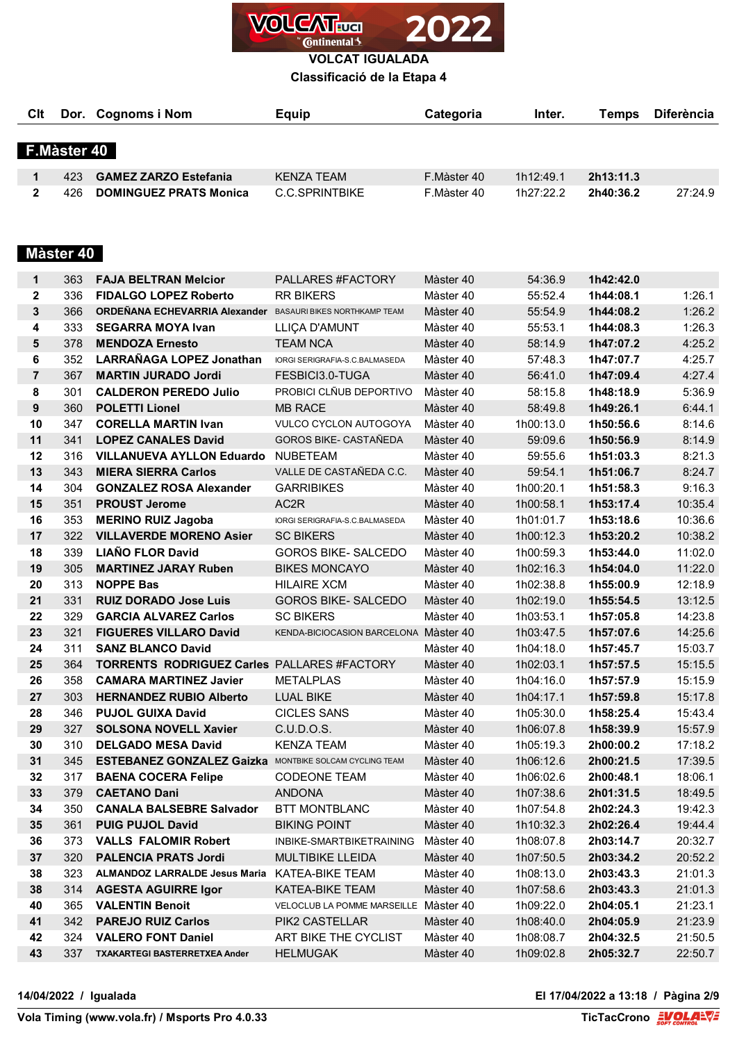VOLCAT 2022

**VOLCAT IGUALADA**

**Classificació de la Etapa 4**

## F.Màster 40

| Clt | Dor. | Cognoms i Nom | Equip | Categoria | Inter. | Temps | Diferència |
|---|---|---|---|---|---|---|---|
| 1 | 423 | **GAMEZ ZARZO Estefania** | KENZA TEAM | F.Màster 40 | 1h12:49.1 | **2h13:11.3** | |
| 2 | 426 | **DOMINGUEZ PRATS Monica** | C.C.SPRINTBIKE | F.Màster 40 | 1h27:22.2 | **2h40:36.2** | 27:24.9 |

## Màster 40

| Clt | Dor. | Cognoms i Nom | Equip | Categoria | Inter. | Temps | Diferència |
|---|---|---|---|---|---|---|---|
| 1 | 363 | **FAJA BELTRAN Melcior** | PALLARES #FACTORY | Màster 40 | 54:36.9 | **1h42:42.0** | |
| 2 | 336 | **FIDALGO LOPEZ Roberto** | RR BIKERS | Màster 40 | 55:52.4 | **1h44:08.1** | 1:26.1 |
| 3 | 366 | **ORDEÑANA ECHEVARRIA Alexander** | BASAURI BIKES NORTHKAMP TEAM | Màster 40 | 55:54.9 | **1h44:08.2** | 1:26.2 |
| 4 | 333 | **SEGARRA MOYA Ivan** | LLIÇA D'AMUNT | Màster 40 | 55:53.1 | **1h44:08.3** | 1:26.3 |
| 5 | 378 | **MENDOZA Ernesto** | TEAM NCA | Màster 40 | 58:14.9 | **1h47:07.2** | 4:25.2 |
| 6 | 352 | **LARRAÑAGA LOPEZ Jonathan** | IORGI SERIGRAFIA-S.C.BALMASEDA | Màster 40 | 57:48.3 | **1h47:07.7** | 4:25.7 |
| 7 | 367 | **MARTIN JURADO Jordi** | FESBICI3.0-TUGA | Màster 40 | 56:41.0 | **1h47:09.4** | 4:27.4 |
| 8 | 301 | **CALDERON PEREDO Julio** | PROBICI CLÑUB DEPORTIVO | Màster 40 | 58:15.8 | **1h48:18.9** | 5:36.9 |
| 9 | 360 | **POLETTI Lionel** | MB RACE | Màster 40 | 58:49.8 | **1h49:26.1** | 6:44.1 |
| 10 | 347 | **CORELLA MARTIN Ivan** | VULCO CYCLON AUTOGOYA | Màster 40 | 1h00:13.0 | **1h50:56.6** | 8:14.6 |
| 11 | 341 | **LOPEZ CANALES David** | GOROS BIKE- CASTAÑEDA | Màster 40 | 59:09.6 | **1h50:56.9** | 8:14.9 |
| 12 | 316 | **VILLANUEVA AYLLON Eduardo** | NUBETEAM | Màster 40 | 59:55.6 | **1h51:03.3** | 8:21.3 |
| 13 | 343 | **MIERA SIERRA Carlos** | VALLE DE CASTAÑEDA C.C. | Màster 40 | 59:54.1 | **1h51:06.7** | 8:24.7 |
| 14 | 304 | **GONZALEZ ROSA Alexander** | GARRIBIKES | Màster 40 | 1h00:20.1 | **1h51:58.3** | 9:16.3 |
| 15 | 351 | **PROUST Jerome** | AC2R | Màster 40 | 1h00:58.1 | **1h53:17.4** | 10:35.4 |
| 16 | 353 | **MERINO RUIZ Jagoba** | IORGI SERIGRAFIA-S.C.BALMASEDA | Màster 40 | 1h01:01.7 | **1h53:18.6** | 10:36.6 |
| 17 | 322 | **VILLAVERDE MORENO Asier** | SC BIKERS | Màster 40 | 1h00:12.3 | **1h53:20.2** | 10:38.2 |
| 18 | 339 | **LIAÑO FLOR David** | GOROS BIKE- SALCEDO | Màster 40 | 1h00:59.3 | **1h53:44.0** | 11:02.0 |
| 19 | 305 | **MARTINEZ JARAY Ruben** | BIKES MONCAYO | Màster 40 | 1h02:16.3 | **1h54:04.0** | 11:22.0 |
| 20 | 313 | **NOPPE Bas** | HILAIRE XCM | Màster 40 | 1h02:38.8 | **1h55:00.9** | 12:18.9 |
| 21 | 331 | **RUIZ DORADO Jose Luis** | GOROS BIKE- SALCEDO | Màster 40 | 1h02:19.0 | **1h55:54.5** | 13:12.5 |
| 22 | 329 | **GARCIA ALVAREZ Carlos** | SC BIKERS | Màster 40 | 1h03:53.1 | **1h57:05.8** | 14:23.8 |
| 23 | 321 | **FIGUERES VILLARO David** | KENDA-BICIOCASION BARCELONA | Màster 40 | 1h03:47.5 | **1h57:07.6** | 14:25.6 |
| 24 | 311 | **SANZ BLANCO David** | | Màster 40 | 1h04:18.0 | **1h57:45.7** | 15:03.7 |
| 25 | 364 | **TORRENTS RODRIGUEZ Carles** | PALLARES #FACTORY | Màster 40 | 1h02:03.1 | **1h57:57.5** | 15:15.5 |
| 26 | 358 | **CAMARA MARTINEZ Javier** | METALPLAS | Màster 40 | 1h04:16.0 | **1h57:57.9** | 15:15.9 |
| 27 | 303 | **HERNANDEZ RUBIO Alberto** | LUAL BIKE | Màster 40 | 1h04:17.1 | **1h57:59.8** | 15:17.8 |
| 28 | 346 | **PUJOL GUIXA David** | CICLES SANS | Màster 40 | 1h05:30.0 | **1h58:25.4** | 15:43.4 |
| 29 | 327 | **SOLSONA NOVELL Xavier** | C.U.D.O.S. | Màster 40 | 1h06:07.8 | **1h58:39.9** | 15:57.9 |
| 30 | 310 | **DELGADO MESA David** | KENZA TEAM | Màster 40 | 1h05:19.3 | **2h00:00.2** | 17:18.2 |
| 31 | 345 | **ESTEBANEZ GONZALEZ Gaizka** | MONTBIKE SOLCAM CYCLING TEAM | Màster 40 | 1h06:12.6 | **2h00:21.5** | 17:39.5 |
| 32 | 317 | **BAENA COCERA Felipe** | CODEONE TEAM | Màster 40 | 1h06:02.6 | **2h00:48.1** | 18:06.1 |
| 33 | 379 | **CAETANO Dani** | ANDONA | Màster 40 | 1h07:38.6 | **2h01:31.5** | 18:49.5 |
| 34 | 350 | **CANALA BALSEBRE Salvador** | BTT MONTBLANC | Màster 40 | 1h07:54.8 | **2h02:24.3** | 19:42.3 |
| 35 | 361 | **PUIG PUJOL David** | BIKING POINT | Màster 40 | 1h10:32.3 | **2h02:26.4** | 19:44.4 |
| 36 | 373 | **VALLS FALOMIR Robert** | INBIKE-SMARTBIKETRAINING | Màster 40 | 1h08:07.8 | **2h03:14.7** | 20:32.7 |
| 37 | 320 | **PALENCIA PRATS Jordi** | MULTIBIKE LLEIDA | Màster 40 | 1h07:50.5 | **2h03:34.2** | 20:52.2 |
| 38 | 323 | **ALMANDOZ LARRALDE Jesus Maria** | KATEA-BIKE TEAM | Màster 40 | 1h08:13.0 | **2h03:43.3** | 21:01.3 |
| 38 | 314 | **AGESTA AGUIRRE Igor** | KATEA-BIKE TEAM | Màster 40 | 1h07:58.6 | **2h03:43.3** | 21:01.3 |
| 40 | 365 | **VALENTIN Benoit** | VELOCLUB LA POMME MARSEILLE | Màster 40 | 1h09:22.0 | **2h04:05.1** | 21:23.1 |
| 41 | 342 | **PAREJO RUIZ Carlos** | PIK2 CASTELLAR | Màster 40 | 1h08:40.0 | **2h04:05.9** | 21:23.9 |
| 42 | 324 | **VALERO FONT Daniel** | ART BIKE THE CYCLIST | Màster 40 | 1h08:08.7 | **2h04:32.5** | 21:50.5 |
| 43 | 337 | **TXAKARTEGI BASTERRETXEA Ander** | HELMUGAK | Màster 40 | 1h09:02.8 | **2h05:32.7** | 22:50.7 |

14/04/2022 / Igualada — El 17/04/2022 a 13:18

Vola Timing (www.vola.fr) / Msports Pro 4.0.33 — TicTacCrono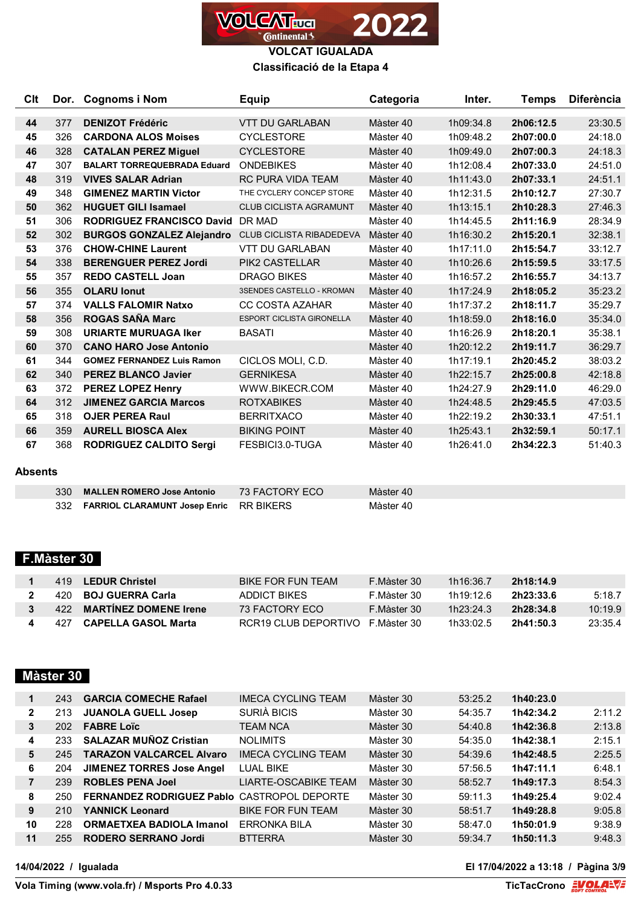**VOLCAT IGUALADA**

**Classificació de la Etapa 4**

| Clt | Dor. | Cognoms i Nom | Equip | Categoria | Inter. | Temps | Diferència |
|---|---|---|---|---|---|---|---|
| 44 | 377 | **DENIZOT Frédéric** | VTT DU GARLABAN | Màster 40 | 1h09:34.8 | **2h06:12.5** | 23:30.5 |
| 45 | 326 | **CARDONA ALOS Moises** | CYCLESTORE | Màster 40 | 1h09:48.2 | **2h07:00.0** | 24:18.0 |
| 46 | 328 | **CATALAN PEREZ Miguel** | CYCLESTORE | Màster 40 | 1h09:49.0 | **2h07:00.3** | 24:18.3 |
| 47 | 307 | **BALART TORREQUEBRADA Eduard** | ONDEBIKES | Màster 40 | 1h12:08.4 | **2h07:33.0** | 24:51.0 |
| 48 | 319 | **VIVES SALAR Adrian** | RC PURA VIDA TEAM | Màster 40 | 1h11:43.0 | **2h07:33.1** | 24:51.1 |
| 49 | 348 | **GIMENEZ MARTIN Victor** | THE CYCLERY CONCEP STORE | Màster 40 | 1h12:31.5 | **2h10:12.7** | 27:30.7 |
| 50 | 362 | **HUGUET GILI Isamael** | CLUB CICLISTA AGRAMUNT | Màster 40 | 1h13:15.1 | **2h10:28.3** | 27:46.3 |
| 51 | 306 | **RODRIGUEZ FRANCISCO David** | DR MAD | Màster 40 | 1h14:45.5 | **2h11:16.9** | 28:34.9 |
| 52 | 302 | **BURGOS GONZALEZ Alejandro** | CLUB CICLISTA RIBADEDEVA | Màster 40 | 1h16:30.2 | **2h15:20.1** | 32:38.1 |
| 53 | 376 | **CHOW-CHINE Laurent** | VTT DU GARLABAN | Màster 40 | 1h17:11.0 | **2h15:54.7** | 33:12.7 |
| 54 | 338 | **BERENGUER PEREZ Jordi** | PIK2 CASTELLAR | Màster 40 | 1h10:26.6 | **2h15:59.5** | 33:17.5 |
| 55 | 357 | **REDO CASTELL Joan** | DRAGO BIKES | Màster 40 | 1h16:57.2 | **2h16:55.7** | 34:13.7 |
| 56 | 355 | **OLARU Ionut** | 3SENDES CASTELLO - KROMAN | Màster 40 | 1h17:24.9 | **2h18:05.2** | 35:23.2 |
| 57 | 374 | **VALLS FALOMIR Natxo** | CC COSTA AZAHAR | Màster 40 | 1h17:37.2 | **2h18:11.7** | 35:29.7 |
| 58 | 356 | **ROGAS SAÑA Marc** | ESPORT CICLISTA GIRONELLA | Màster 40 | 1h18:59.0 | **2h18:16.0** | 35:34.0 |
| 59 | 308 | **URIARTE MURUAGA Iker** | BASATI | Màster 40 | 1h16:26.9 | **2h18:20.1** | 35:38.1 |
| 60 | 370 | **CANO HARO Jose Antonio** | | Màster 40 | 1h20:12.2 | **2h19:11.7** | 36:29.7 |
| 61 | 344 | **GOMEZ FERNANDEZ Luis Ramon** | CICLOS MOLI, C.D. | Màster 40 | 1h17:19.1 | **2h20:45.2** | 38:03.2 |
| 62 | 340 | **PEREZ BLANCO Javier** | GERNIKESA | Màster 40 | 1h22:15.7 | **2h25:00.8** | 42:18.8 |
| 63 | 372 | **PEREZ LOPEZ Henry** | WWW.BIKECR.COM | Màster 40 | 1h24:27.9 | **2h29:11.0** | 46:29.0 |
| 64 | 312 | **JIMENEZ GARCIA Marcos** | ROTXABIKES | Màster 40 | 1h24:48.5 | **2h29:45.5** | 47:03.5 |
| 65 | 318 | **OJER PEREA Raul** | BERRITXACO | Màster 40 | 1h22:19.2 | **2h30:33.1** | 47:51.1 |
| 66 | 359 | **AURELL BIOSCA Alex** | BIKING POINT | Màster 40 | 1h25:43.1 | **2h32:59.1** | 50:17.1 |
| 67 | 368 | **RODRIGUEZ CALDITO Sergi** | FESBICI3.0-TUGA | Màster 40 | 1h26:41.0 | **2h34:22.3** | 51:40.3 |

**Absents**

| Clt | Dor. | Cognoms i Nom | Equip | Categoria | Inter. | Temps | Diferència |
|---|---|---|---|---|---|---|---|
| | 330 | **MALLEN ROMERO Jose Antonio** | 73 FACTORY ECO | Màster 40 | | | |
| | 332 | **FARRIOL CLARAMUNT Josep Enric** | RR BIKERS | Màster 40 | | | |

## F.Màster 30

| Clt | Dor. | Cognoms i Nom | Equip | Categoria | Inter. | Temps | Diferència |
|---|---|---|---|---|---|---|---|
| 1 | 419 | **LEDUR Christel** | BIKE FOR FUN TEAM | F.Màster 30 | 1h16:36.7 | **2h18:14.9** | |
| 2 | 420 | **BOJ GUERRA Carla** | ADDICT BIKES | F.Màster 30 | 1h19:12.6 | **2h23:33.6** | 5:18.7 |
| 3 | 422 | **MARTÍNEZ DOMENE Irene** | 73 FACTORY ECO | F.Màster 30 | 1h23:24.3 | **2h28:34.8** | 10:19.9 |
| 4 | 427 | **CAPELLA GASOL Marta** | RCR19 CLUB DEPORTIVO | F.Màster 30 | 1h33:02.5 | **2h41:50.3** | 23:35.4 |

## Màster 30

| Clt | Dor. | Cognoms i Nom | Equip | Categoria | Inter. | Temps | Diferència |
|---|---|---|---|---|---|---|---|
| 1 | 243 | **GARCIA COMECHE Rafael** | IMECA CYCLING TEAM | Màster 30 | 53:25.2 | **1h40:23.0** | |
| 2 | 213 | **JUANOLA GUELL Josep** | SURIÀ BICIS | Màster 30 | 54:35.7 | **1h42:34.2** | 2:11.2 |
| 3 | 202 | **FABRE Loïc** | TEAM NCA | Màster 30 | 54:40.8 | **1h42:36.8** | 2:13.8 |
| 4 | 233 | **SALAZAR MUÑOZ Cristian** | NOLIMITS | Màster 30 | 54:35.0 | **1h42:38.1** | 2:15.1 |
| 5 | 245 | **TARAZON VALCARCEL Alvaro** | IMECA CYCLING TEAM | Màster 30 | 54:39.6 | **1h42:48.5** | 2:25.5 |
| 6 | 204 | **JIMENEZ TORRES Jose Angel** | LUAL BIKE | Màster 30 | 57:56.5 | **1h47:11.1** | 6:48.1 |
| 7 | 239 | **ROBLES PENA Joel** | LIARTE-OSCABIKE TEAM | Màster 30 | 58:52.7 | **1h49:17.3** | 8:54.3 |
| 8 | 250 | **FERNANDEZ RODRIGUEZ Pablo** | CASTROPOL DEPORTE | Màster 30 | 59:11.3 | **1h49:25.4** | 9:02.4 |
| 9 | 210 | **YANNICK Leonard** | BIKE FOR FUN TEAM | Màster 30 | 58:51.7 | **1h49:28.8** | 9:05.8 |
| 10 | 228 | **ORMAETXEA BADIOLA Imanol** | ERRONKA BILA | Màster 30 | 58:47.0 | **1h50:01.9** | 9:38.9 |
| 11 | 255 | **RODERO SERRANO Jordi** | BTTERRA | Màster 30 | 59:34.7 | **1h50:11.3** | 9:48.3 |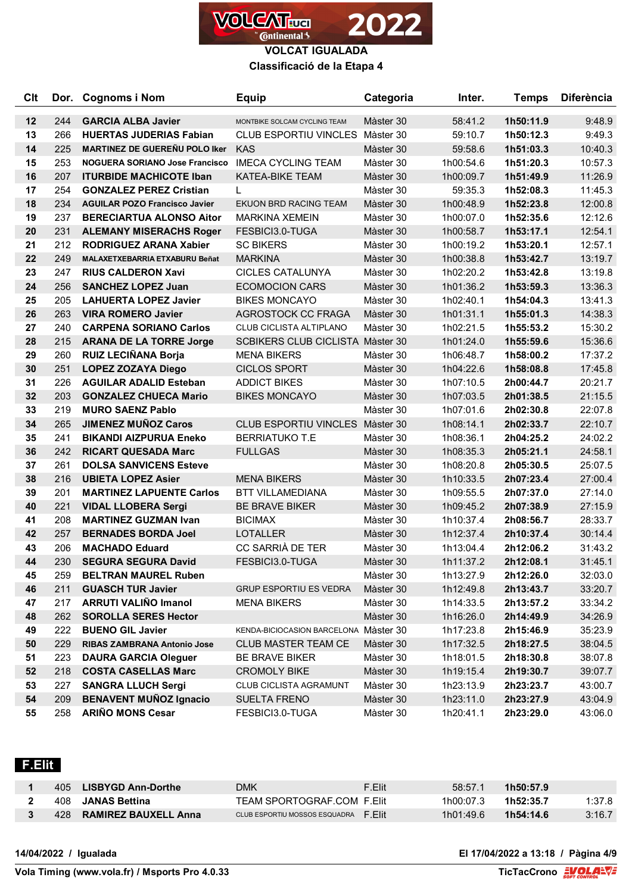VOLCAT IGUALADA

Classificació de la Etapa 4

| Clt | Dor. | Cognoms i Nom | Equip | Categoria | Inter. | Temps | Diferència |
|---|---|---|---|---|---|---|---|
| 12 | 244 | GARCIA ALBA Javier | MONTBIKE SOLCAM CYCLING TEAM | Màster 30 | 58:41.2 | 1h50:11.9 | 9:48.9 |
| 13 | 266 | HUERTAS JUDERIAS Fabian | CLUB ESPORTIU VINCLES | Màster 30 | 59:10.7 | 1h50:12.3 | 9:49.3 |
| 14 | 225 | MARTINEZ DE GUEREÑU POLO Iker | KAS | Màster 30 | 59:58.6 | 1h51:03.3 | 10:40.3 |
| 15 | 253 | NOGUERA SORIANO Jose Francisco | IMECA CYCLING TEAM | Màster 30 | 1h00:54.6 | 1h51:20.3 | 10:57.3 |
| 16 | 207 | ITURBIDE MACHICOTE Iban | KATEA-BIKE TEAM | Màster 30 | 1h00:09.7 | 1h51:49.9 | 11:26.9 |
| 17 | 254 | GONZALEZ PEREZ Cristian | L | Màster 30 | 59:35.3 | 1h52:08.3 | 11:45.3 |
| 18 | 234 | AGUILAR POZO Francisco Javier | EKUON BRD RACING TEAM | Màster 30 | 1h00:48.9 | 1h52:23.8 | 12:00.8 |
| 19 | 237 | BERECIARTUA ALONSO Aitor | MARKINA XEMEIN | Màster 30 | 1h00:07.0 | 1h52:35.6 | 12:12.6 |
| 20 | 231 | ALEMANY MISERACHS Roger | FESBICI3.0-TUGA | Màster 30 | 1h00:58.7 | 1h53:17.1 | 12:54.1 |
| 21 | 212 | RODRIGUEZ ARANA Xabier | SC BIKERS | Màster 30 | 1h00:19.2 | 1h53:20.1 | 12:57.1 |
| 22 | 249 | MALAXETXEBARRIA ETXABURU Beñat | MARKINA | Màster 30 | 1h00:38.8 | 1h53:42.7 | 13:19.7 |
| 23 | 247 | RIUS CALDERON Xavi | CICLES CATALUNYA | Màster 30 | 1h02:20.2 | 1h53:42.8 | 13:19.8 |
| 24 | 256 | SANCHEZ LOPEZ Juan | ECOMOCION CARS | Màster 30 | 1h01:36.2 | 1h53:59.3 | 13:36.3 |
| 25 | 205 | LAHUERTA LOPEZ Javier | BIKES MONCAYO | Màster 30 | 1h02:40.1 | 1h54:04.3 | 13:41.3 |
| 26 | 263 | VIRA ROMERO Javier | AGROSTOCK CC FRAGA | Màster 30 | 1h01:31.1 | 1h55:01.3 | 14:38.3 |
| 27 | 240 | CARPENA SORIANO Carlos | CLUB CICLISTA ALTIPLANO | Màster 30 | 1h02:21.5 | 1h55:53.2 | 15:30.2 |
| 28 | 215 | ARANA DE LA TORRE Jorge | SCBIKERS CLUB CICLISTA | Màster 30 | 1h01:24.0 | 1h55:59.6 | 15:36.6 |
| 29 | 260 | RUIZ LECIÑANA Borja | MENA BIKERS | Màster 30 | 1h06:48.7 | 1h58:00.2 | 17:37.2 |
| 30 | 251 | LOPEZ ZOZAYA Diego | CICLOS SPORT | Màster 30 | 1h04:22.6 | 1h58:08.8 | 17:45.8 |
| 31 | 226 | AGUILAR ADALID Esteban | ADDICT BIKES | Màster 30 | 1h07:10.5 | 2h00:44.7 | 20:21.7 |
| 32 | 203 | GONZALEZ CHUECA Mario | BIKES MONCAYO | Màster 30 | 1h07:03.5 | 2h01:38.5 | 21:15.5 |
| 33 | 219 | MURO SAENZ Pablo | | Màster 30 | 1h07:01.6 | 2h02:30.8 | 22:07.8 |
| 34 | 265 | JIMENEZ MUÑOZ Caros | CLUB ESPORTIU VINCLES | Màster 30 | 1h08:14.1 | 2h02:33.7 | 22:10.7 |
| 35 | 241 | BIKANDI AIZPURUA Eneko | BERRIATUKO T.E | Màster 30 | 1h08:36.1 | 2h04:25.2 | 24:02.2 |
| 36 | 242 | RICART QUESADA Marc | FULLGAS | Màster 30 | 1h08:35.3 | 2h05:21.1 | 24:58.1 |
| 37 | 261 | DOLSA SANVICENS Esteve | | Màster 30 | 1h08:20.8 | 2h05:30.5 | 25:07.5 |
| 38 | 216 | UBIETA LOPEZ Asier | MENA BIKERS | Màster 30 | 1h10:33.5 | 2h07:23.4 | 27:00.4 |
| 39 | 201 | MARTINEZ LAPUENTE Carlos | BTT VILLAMEDIANA | Màster 30 | 1h09:55.5 | 2h07:37.0 | 27:14.0 |
| 40 | 221 | VIDAL LLOBERA Sergi | BE BRAVE BIKER | Màster 30 | 1h09:45.2 | 2h07:38.9 | 27:15.9 |
| 41 | 208 | MARTINEZ GUZMAN Ivan | BICIMAX | Màster 30 | 1h10:37.4 | 2h08:56.7 | 28:33.7 |
| 42 | 257 | BERNADES BORDA Joel | LOTALLER | Màster 30 | 1h12:37.4 | 2h10:37.4 | 30:14.4 |
| 43 | 206 | MACHADO Eduard | CC SARRIÀ DE TER | Màster 30 | 1h13:04.4 | 2h12:06.2 | 31:43.2 |
| 44 | 230 | SEGURA SEGURA David | FESBICI3.0-TUGA | Màster 30 | 1h11:37.2 | 2h12:08.1 | 31:45.1 |
| 45 | 259 | BELTRAN MAUREL Ruben | | Màster 30 | 1h13:27.9 | 2h12:26.0 | 32:03.0 |
| 46 | 211 | GUASCH TUR Javier | GRUP ESPORTIU ES VEDRA | Màster 30 | 1h12:49.8 | 2h13:43.7 | 33:20.7 |
| 47 | 217 | ARRUTI VALIÑO Imanol | MENA BIKERS | Màster 30 | 1h14:33.5 | 2h13:57.2 | 33:34.2 |
| 48 | 262 | SOROLLA SERES Hector | | Màster 30 | 1h16:26.0 | 2h14:49.9 | 34:26.9 |
| 49 | 222 | BUENO GIL Javier | KENDA-BICIOCASION BARCELONA | Màster 30 | 1h17:23.8 | 2h15:46.9 | 35:23.9 |
| 50 | 229 | RIBAS ZAMBRANA Antonio Jose | CLUB MASTER TEAM CE | Màster 30 | 1h17:32.5 | 2h18:27.5 | 38:04.5 |
| 51 | 223 | DAURA GARCIA Oleguer | BE BRAVE BIKER | Màster 30 | 1h18:01.5 | 2h18:30.8 | 38:07.8 |
| 52 | 218 | COSTA CASELLAS Marc | CROMOLY BIKE | Màster 30 | 1h19:15.4 | 2h19:30.7 | 39:07.7 |
| 53 | 227 | SANGRA LLUCH Sergi | CLUB CICLISTA AGRAMUNT | Màster 30 | 1h23:13.9 | 2h23:23.7 | 43:00.7 |
| 54 | 209 | BENAVENT MUÑOZ Ignacio | SUELTA FRENO | Màster 30 | 1h23:11.0 | 2h23:27.9 | 43:04.9 |
| 55 | 258 | ARIÑO MONS Cesar | FESBICI3.0-TUGA | Màster 30 | 1h20:41.1 | 2h23:29.0 | 43:06.0 |

## F.Elit

| Clt | Dor. | Cognoms i Nom | Equip | Categoria | Inter. | Temps | Diferència |
|---|---|---|---|---|---|---|---|
| 1 | 405 | LISBYGD Ann-Dorthe | DMK | F.Elit | 58:57.1 | 1h50:57.9 | |
| 2 | 408 | JANAS Bettina | TEAM SPORTOGRAF.COM | F.Elit | 1h00:07.3 | 1h52:35.7 | 1:37.8 |
| 3 | 428 | RAMIREZ BAUXELL Anna | CLUB ESPORTIU MOSSOS ESQUADRA | F.Elit | 1h01:49.6 | 1h54:14.6 | 3:16.7 |

14/04/2022 / Igualada — El 17/04/2022 a 13:18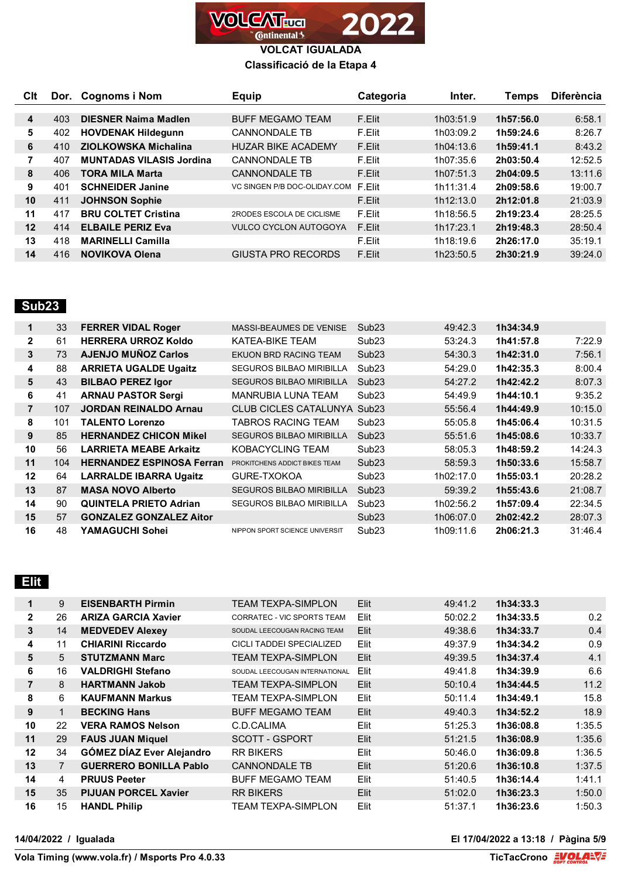# VOLCAT IGUALADA

## Classificació de la Etapa 4

| Clt | Dor. | Cognoms i Nom | Equip | Categoria | Inter. | Temps | Diferència |
|---|---|---|---|---|---|---|---|
| **4** | 403 | **DIESNER Naima Madlen** | BUFF MEGAMO TEAM | F.Elit | 1h03:51.9 | **1h57:56.0** | 6:58.1 |
| **5** | 402 | **HOVDENAK Hildegunn** | CANNONDALE TB | F.Elit | 1h03:09.2 | **1h59:24.6** | 8:26.7 |
| **6** | 410 | **ZIOLKOWSKA Michalina** | HUZAR BIKE ACADEMY | F.Elit | 1h04:13.6 | **1h59:41.1** | 8:43.2 |
| **7** | 407 | **MUNTADAS VILASIS Jordina** | CANNONDALE TB | F.Elit | 1h07:35.6 | **2h03:50.4** | 12:52.5 |
| **8** | 406 | **TORA MILA Marta** | CANNONDALE TB | F.Elit | 1h07:51.3 | **2h04:09.5** | 13:11.6 |
| **9** | 401 | **SCHNEIDER Janine** | VC SINGEN P/B DOC-OLIDAY.COM | F.Elit | 1h11:31.4 | **2h09:58.6** | 19:00.7 |
| **10** | 411 | **JOHNSON Sophie** | | F.Elit | 1h12:13.0 | **2h12:01.8** | 21:03.9 |
| **11** | 417 | **BRU COLTET Cristina** | 2RODES ESCOLA DE CICLISME | F.Elit | 1h18:56.5 | **2h19:23.4** | 28:25.5 |
| **12** | 414 | **ELBAILE PERIZ Eva** | VULCO CYCLON AUTOGOYA | F.Elit | 1h17:23.1 | **2h19:48.3** | 28:50.4 |
| **13** | 418 | **MARINELLI Camilla** | | F.Elit | 1h18:19.6 | **2h26:17.0** | 35:19.1 |
| **14** | 416 | **NOVIKOVA Olena** | GIUSTA PRO RECORDS | F.Elit | 1h23:50.5 | **2h30:21.9** | 39:24.0 |

## Sub23

| Clt | Dor. | Cognoms i Nom | Equip | Categoria | Inter. | Temps | Diferència |
|---|---|---|---|---|---|---|---|
| **1** | 33 | **FERRER VIDAL Roger** | MASSI-BEAUMES DE VENISE | Sub23 | 49:42.3 | **1h34:34.9** | |
| **2** | 61 | **HERRERA URROZ Koldo** | KATEA-BIKE TEAM | Sub23 | 53:24.3 | **1h41:57.8** | 7:22.9 |
| **3** | 73 | **AJENJO MUÑOZ Carlos** | EKUON BRD RACING TEAM | Sub23 | 54:30.3 | **1h42:31.0** | 7:56.1 |
| **4** | 88 | **ARRIETA UGALDE Ugaitz** | SEGUROS BILBAO MIRIBILLA | Sub23 | 54:29.0 | **1h42:35.3** | 8:00.4 |
| **5** | 43 | **BILBAO PEREZ Igor** | SEGUROS BILBAO MIRIBILLA | Sub23 | 54:27.2 | **1h42:42.2** | 8:07.3 |
| **6** | 41 | **ARNAU PASTOR Sergi** | MANRUBIA LUNA TEAM | Sub23 | 54:49.9 | **1h44:10.1** | 9:35.2 |
| **7** | 107 | **JORDAN REINALDO Arnau** | CLUB CICLES CATALUNYA | Sub23 | 55:56.4 | **1h44:49.9** | 10:15.0 |
| **8** | 101 | **TALENTO Lorenzo** | TABROS RACING TEAM | Sub23 | 55:05.8 | **1h45:06.4** | 10:31.5 |
| **9** | 85 | **HERNANDEZ CHICON Mikel** | SEGUROS BILBAO MIRIBILLA | Sub23 | 55:51.6 | **1h45:08.6** | 10:33.7 |
| **10** | 56 | **LARRIETA MEABE Arkaitz** | KOBACYCLING TEAM | Sub23 | 58:05.3 | **1h48:59.2** | 14:24.3 |
| **11** | 104 | **HERNANDEZ ESPINOSA Ferran** | PROKITCHENS ADDICT BIKES TEAM | Sub23 | 58:59.3 | **1h50:33.6** | 15:58.7 |
| **12** | 64 | **LARRALDE IBARRA Ugaitz** | GURE-TXOKOA | Sub23 | 1h02:17.0 | **1h55:03.1** | 20:28.2 |
| **13** | 87 | **MASA NOVO Alberto** | SEGUROS BILBAO MIRIBILLA | Sub23 | 59:39.2 | **1h55:43.6** | 21:08.7 |
| **14** | 90 | **QUINTELA PRIETO Adrian** | SEGUROS BILBAO MIRIBILLA | Sub23 | 1h02:56.2 | **1h57:09.4** | 22:34.5 |
| **15** | 57 | **GONZALEZ GONZALEZ Aitor** | | Sub23 | 1h06:07.0 | **2h02:42.2** | 28:07.3 |
| **16** | 48 | **YAMAGUCHI Sohei** | NIPPON SPORT SCIENCE UNIVERSIT | Sub23 | 1h09:11.6 | **2h06:21.3** | 31:46.4 |

## Elit

| Clt | Dor. | Cognoms i Nom | Equip | Categoria | Inter. | Temps | Diferència |
|---|---|---|---|---|---|---|---|
| **1** | 9 | **EISENBARTH Pirmin** | TEAM TEXPA-SIMPLON | Elit | 49:41.2 | **1h34:33.3** | |
| **2** | 26 | **ARIZA GARCIA Xavier** | CORRATEC - VIC SPORTS TEAM | Elit | 50:02.2 | **1h34:33.5** | 0.2 |
| **3** | 14 | **MEDVEDEV Alexey** | SOUDAL LEECOUGAN RACING TEAM | Elit | 49:38.6 | **1h34:33.7** | 0.4 |
| **4** | 11 | **CHIARINI Riccardo** | CICLI TADDEI SPECIALIZED | Elit | 49:37.9 | **1h34:34.2** | 0.9 |
| **5** | 5 | **STUTZMANN Marc** | TEAM TEXPA-SIMPLON | Elit | 49:39.5 | **1h34:37.4** | 4.1 |
| **6** | 16 | **VALDRIGHI Stefano** | SOUDAL LEECOUGAN INTERNATIONAL | Elit | 49:41.8 | **1h34:39.9** | 6.6 |
| **7** | 8 | **HARTMANN Jakob** | TEAM TEXPA-SIMPLON | Elit | 50:10.4 | **1h34:44.5** | 11.2 |
| **8** | 6 | **KAUFMANN Markus** | TEAM TEXPA-SIMPLON | Elit | 50:11.4 | **1h34:49.1** | 15.8 |
| **9** | 1 | **BECKING Hans** | BUFF MEGAMO TEAM | Elit | 49:40.3 | **1h34:52.2** | 18.9 |
| **10** | 22 | **VERA RAMOS Nelson** | C.D.CALIMA | Elit | 51:25.3 | **1h36:08.8** | 1:35.5 |
| **11** | 29 | **FAUS JUAN Miquel** | SCOTT - GSPORT | Elit | 51:21.5 | **1h36:08.9** | 1:35.6 |
| **12** | 34 | **GÓMEZ DÍAZ Ever Alejandro** | RR BIKERS | Elit | 50:46.0 | **1h36:09.8** | 1:36.5 |
| **13** | 7 | **GUERRERO BONILLA Pablo** | CANNONDALE TB | Elit | 51:20.6 | **1h36:10.8** | 1:37.5 |
| **14** | 4 | **PRUUS Peeter** | BUFF MEGAMO TEAM | Elit | 51:40.5 | **1h36:14.4** | 1:41.1 |
| **15** | 35 | **PIJUAN PORCEL Xavier** | RR BIKERS | Elit | 51:02.0 | **1h36:23.3** | 1:50.0 |
| **16** | 15 | **HANDL Philip** | TEAM TEXPA-SIMPLON | Elit | 51:37.1 | **1h36:23.6** | 1:50.3 |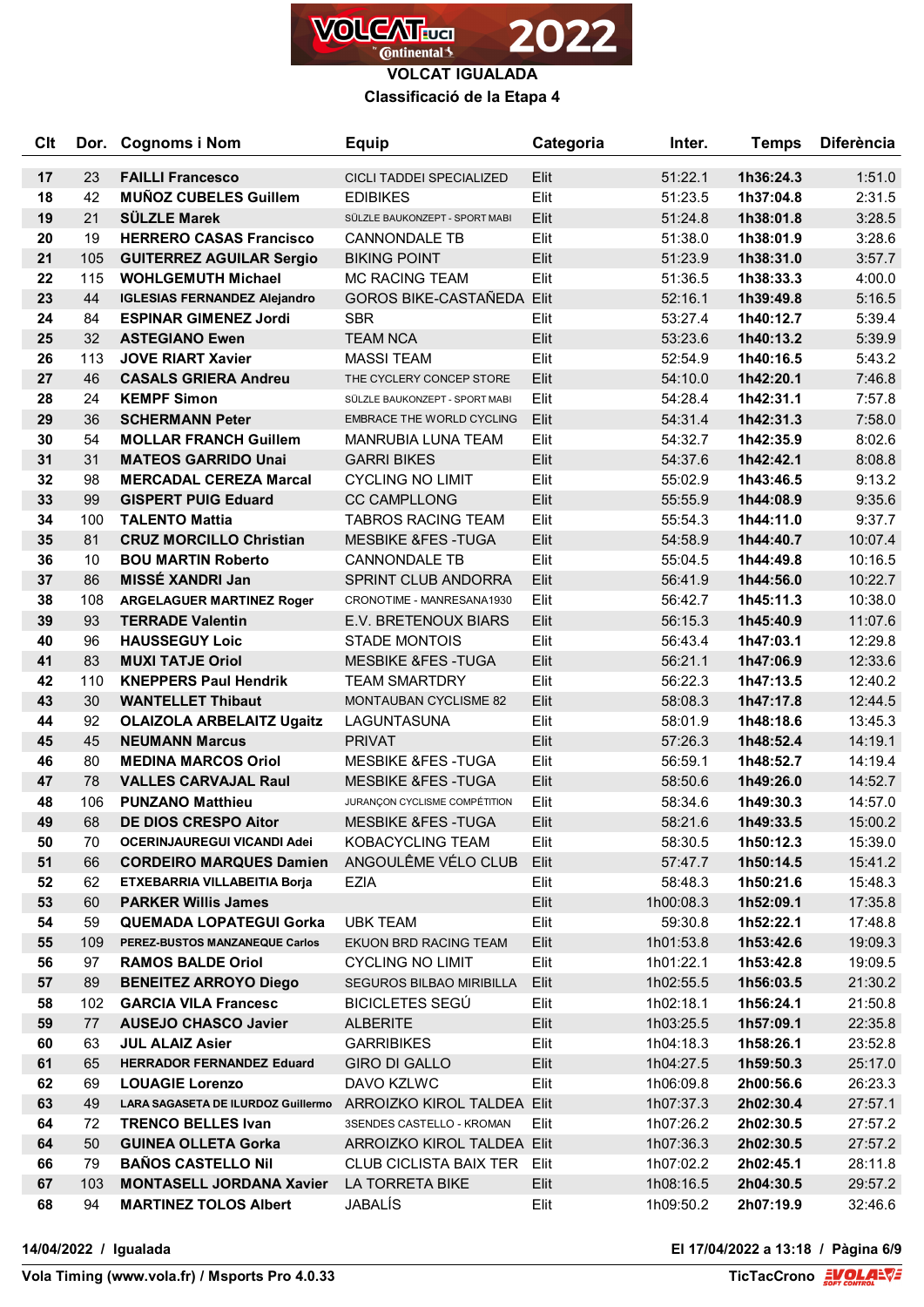# VOLCAT IGUALADA

## Classificació de la Etapa 4

| Clt | Dor. | Cognoms i Nom | Equip | Categoria | Inter. | Temps | Diferència |
|---|---|---|---|---|---|---|---|
| 17 | 23 | **FAILLI Francesco** | CICLI TADDEI SPECIALIZED | Elit | 51:22.1 | **1h36:24.3** | 1:51.0 |
| 18 | 42 | **MUÑOZ CUBELES Guillem** | EDIBIKES | Elit | 51:23.5 | **1h37:04.8** | 2:31.5 |
| 19 | 21 | **SÜLZLE Marek** | SÜLZLE BAUKONZEPT - SPORT MABI | Elit | 51:24.8 | **1h38:01.8** | 3:28.5 |
| 20 | 19 | **HERRERO CASAS Francisco** | CANNONDALE TB | Elit | 51:38.0 | **1h38:01.9** | 3:28.6 |
| 21 | 105 | **GUITERREZ AGUILAR Sergio** | BIKING POINT | Elit | 51:23.9 | **1h38:31.0** | 3:57.7 |
| 22 | 115 | **WOHLGEMUTH Michael** | MC RACING TEAM | Elit | 51:36.5 | **1h38:33.3** | 4:00.0 |
| 23 | 44 | **IGLESIAS FERNANDEZ Alejandro** | GOROS BIKE-CASTAÑEDA | Elit | 52:16.1 | **1h39:49.8** | 5:16.5 |
| 24 | 84 | **ESPINAR GIMENEZ Jordi** | SBR | Elit | 53:27.4 | **1h40:12.7** | 5:39.4 |
| 25 | 32 | **ASTEGIANO Ewen** | TEAM NCA | Elit | 53:23.6 | **1h40:13.2** | 5:39.9 |
| 26 | 113 | **JOVE RIART Xavier** | MASSI TEAM | Elit | 52:54.9 | **1h40:16.5** | 5:43.2 |
| 27 | 46 | **CASALS GRIERA Andreu** | THE CYCLERY CONCEP STORE | Elit | 54:10.0 | **1h42:20.1** | 7:46.8 |
| 28 | 24 | **KEMPF Simon** | SÜLZLE BAUKONZEPT - SPORT MABI | Elit | 54:28.4 | **1h42:31.1** | 7:57.8 |
| 29 | 36 | **SCHERMANN Peter** | EMBRACE THE WORLD CYCLING | Elit | 54:31.4 | **1h42:31.3** | 7:58.0 |
| 30 | 54 | **MOLLAR FRANCH Guillem** | MANRUBIA LUNA TEAM | Elit | 54:32.7 | **1h42:35.9** | 8:02.6 |
| 31 | 31 | **MATEOS GARRIDO Unai** | GARRI BIKES | Elit | 54:37.6 | **1h42:42.1** | 8:08.8 |
| 32 | 98 | **MERCADAL CEREZA Marcal** | CYCLING NO LIMIT | Elit | 55:02.9 | **1h43:46.5** | 9:13.2 |
| 33 | 99 | **GISPERT PUIG Eduard** | CC CAMPLLONG | Elit | 55:55.9 | **1h44:08.9** | 9:35.6 |
| 34 | 100 | **TALENTO Mattia** | TABROS RACING TEAM | Elit | 55:54.3 | **1h44:11.0** | 9:37.7 |
| 35 | 81 | **CRUZ MORCILLO Christian** | MESBIKE &FES -TUGA | Elit | 54:58.9 | **1h44:40.7** | 10:07.4 |
| 36 | 10 | **BOU MARTIN Roberto** | CANNONDALE TB | Elit | 55:04.5 | **1h44:49.8** | 10:16.5 |
| 37 | 86 | **MISSÉ XANDRI Jan** | SPRINT CLUB ANDORRA | Elit | 56:41.9 | **1h44:56.0** | 10:22.7 |
| 38 | 108 | **ARGELAGUER MARTINEZ Roger** | CRONOTIME - MANRESANA1930 | Elit | 56:42.7 | **1h45:11.3** | 10:38.0 |
| 39 | 93 | **TERRADE Valentin** | E.V. BRETENOUX BIARS | Elit | 56:15.3 | **1h45:40.9** | 11:07.6 |
| 40 | 96 | **HAUSSEGUY Loic** | STADE MONTOIS | Elit | 56:43.4 | **1h47:03.1** | 12:29.8 |
| 41 | 83 | **MUXI TATJE Oriol** | MESBIKE &FES -TUGA | Elit | 56:21.1 | **1h47:06.9** | 12:33.6 |
| 42 | 110 | **KNEPPERS Paul Hendrik** | TEAM SMARTDRY | Elit | 56:22.3 | **1h47:13.5** | 12:40.2 |
| 43 | 30 | **WANTELLET Thibaut** | MONTAUBAN CYCLISME 82 | Elit | 58:08.3 | **1h47:17.8** | 12:44.5 |
| 44 | 92 | **OLAIZOLA ARBELAITZ Ugaitz** | LAGUNTASUNA | Elit | 58:01.9 | **1h48:18.6** | 13:45.3 |
| 45 | 45 | **NEUMANN Marcus** | PRIVAT | Elit | 57:26.3 | **1h48:52.4** | 14:19.1 |
| 46 | 80 | **MEDINA MARCOS Oriol** | MESBIKE &FES -TUGA | Elit | 56:59.1 | **1h48:52.7** | 14:19.4 |
| 47 | 78 | **VALLES CARVAJAL Raul** | MESBIKE &FES -TUGA | Elit | 58:50.6 | **1h49:26.0** | 14:52.7 |
| 48 | 106 | **PUNZANO Matthieu** | JURANÇON CYCLISME COMPÉTITION | Elit | 58:34.6 | **1h49:30.3** | 14:57.0 |
| 49 | 68 | **DE DIOS CRESPO Aitor** | MESBIKE &FES -TUGA | Elit | 58:21.6 | **1h49:33.5** | 15:00.2 |
| 50 | 70 | **OCERINJAUREGUI VICANDI Adei** | KOBACYCLING TEAM | Elit | 58:30.5 | **1h50:12.3** | 15:39.0 |
| 51 | 66 | **CORDEIRO MARQUES Damien** | ANGOULÊME VÉLO CLUB | Elit | 57:47.7 | **1h50:14.5** | 15:41.2 |
| 52 | 62 | **ETXEBARRIA VILLABEITIA Borja** | EZIA | Elit | 58:48.3 | **1h50:21.6** | 15:48.3 |
| 53 | 60 | **PARKER Willis James** |  | Elit | 1h00:08.3 | **1h52:09.1** | 17:35.8 |
| 54 | 59 | **QUEMADA LOPATEGUI Gorka** | UBK TEAM | Elit | 59:30.8 | **1h52:22.1** | 17:48.8 |
| 55 | 109 | **PEREZ-BUSTOS MANZANEQUE Carlos** | EKUON BRD RACING TEAM | Elit | 1h01:53.8 | **1h53:42.6** | 19:09.3 |
| 56 | 97 | **RAMOS BALDE Oriol** | CYCLING NO LIMIT | Elit | 1h01:22.1 | **1h53:42.8** | 19:09.5 |
| 57 | 89 | **BENEITEZ ARROYO Diego** | SEGUROS BILBAO MIRIBILLA | Elit | 1h02:55.5 | **1h56:03.5** | 21:30.2 |
| 58 | 102 | **GARCIA VILA Francesc** | BICICLETES SEGÚ | Elit | 1h02:18.1 | **1h56:24.1** | 21:50.8 |
| 59 | 77 | **AUSEJO CHASCO Javier** | ALBERITE | Elit | 1h03:25.5 | **1h57:09.1** | 22:35.8 |
| 60 | 63 | **JUL ALAIZ Asier** | GARRIBIKES | Elit | 1h04:18.3 | **1h58:26.1** | 23:52.8 |
| 61 | 65 | **HERRADOR FERNANDEZ Eduard** | GIRO DI GALLO | Elit | 1h04:27.5 | **1h59:50.3** | 25:17.0 |
| 62 | 69 | **LOUAGIE Lorenzo** | DAVO KZLWC | Elit | 1h06:09.8 | **2h00:56.6** | 26:23.3 |
| 63 | 49 | **LARA SAGASETA DE ILURDOZ Guillermo** | ARROIZKO KIROL TALDEA | Elit | 1h07:37.3 | **2h02:30.4** | 27:57.1 |
| 64 | 72 | **TRENCO BELLES Ivan** | 3SENDES CASTELLO - KROMAN | Elit | 1h07:26.2 | **2h02:30.5** | 27:57.2 |
| 64 | 50 | **GUINEA OLLETA Gorka** | ARROIZKO KIROL TALDEA | Elit | 1h07:36.3 | **2h02:30.5** | 27:57.2 |
| 66 | 79 | **BAÑOS CASTELLO Nil** | CLUB CICLISTA BAIX TER | Elit | 1h07:02.2 | **2h02:45.1** | 28:11.8 |
| 67 | 103 | **MONTASELL JORDANA Xavier** | LA TORRETA BIKE | Elit | 1h08:16.5 | **2h04:30.5** | 29:57.2 |
| 68 | 94 | **MARTINEZ TOLOS Albert** | JABALÍS | Elit | 1h09:50.2 | **2h07:19.9** | 32:46.6 |

**14/04/2022 / Igualada** — **El 17/04/2022 a 13:18**

**Vola Timing (www.vola.fr) / Msports Pro 4.0.33** — **TicTacCrono**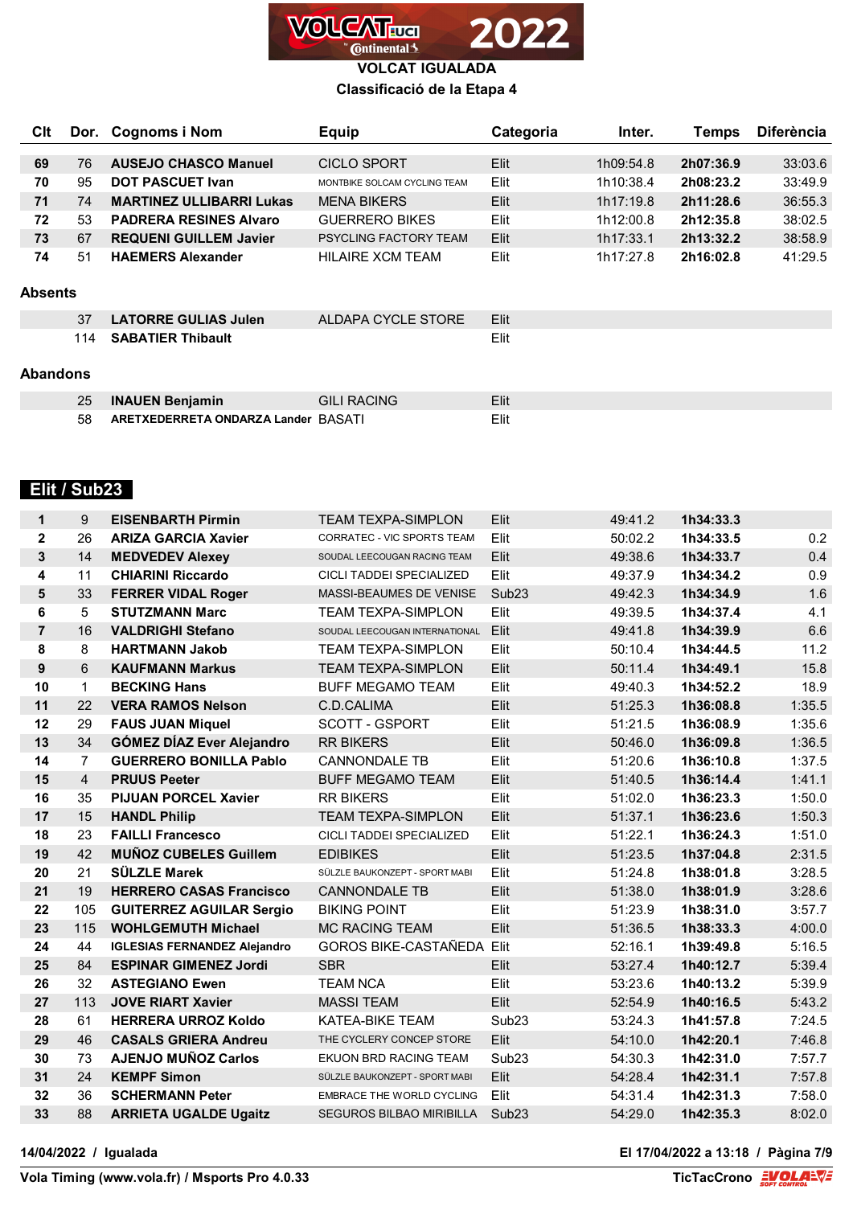# VOLCAT IGUALADA

## Classificació de la Etapa 4

| Clt | Dor. | Cognoms i Nom | Equip | Categoria | Inter. | Temps | Diferència |
|---|---|---|---|---|---|---|---|
| 69 | 76 | **AUSEJO CHASCO Manuel** | CICLO SPORT | Elit | 1h09:54.8 | **2h07:36.9** | 33:03.6 |
| 70 | 95 | **DOT PASCUET Ivan** | MONTBIKE SOLCAM CYCLING TEAM | Elit | 1h10:38.4 | **2h08:23.2** | 33:49.9 |
| 71 | 74 | **MARTINEZ ULLIBARRI Lukas** | MENA BIKERS | Elit | 1h17:19.8 | **2h11:28.6** | 36:55.3 |
| 72 | 53 | **PADRERA RESINES Alvaro** | GUERRERO BIKES | Elit | 1h12:00.8 | **2h12:35.8** | 38:02.5 |
| 73 | 67 | **REQUENI GUILLEM Javier** | PSYCLING FACTORY TEAM | Elit | 1h17:33.1 | **2h13:32.2** | 38:58.9 |
| 74 | 51 | **HAEMERS Alexander** | HILAIRE XCM TEAM | Elit | 1h17:27.8 | **2h16:02.8** | 41:29.5 |

### Absents

| Dor. | Cognoms i Nom | Equip | Categoria |
|---|---|---|---|
| 37 | **LATORRE GULIAS Julen** | ALDAPA CYCLE STORE | Elit |
| 114 | **SABATIER Thibault** | | Elit |

### Abandons

| Dor. | Cognoms i Nom | Equip | Categoria |
|---|---|---|---|
| 25 | **INAUEN Benjamin** | GILI RACING | Elit |
| 58 | **ARETXEDERRETA ONDARZA Lander** | BASATI | Elit |

## Elit / Sub23

| Clt | Dor. | Cognoms i Nom | Equip | Categoria | Inter. | Temps | Diferència |
|---|---|---|---|---|---|---|---|
| 1 | 9 | **EISENBARTH Pirmin** | TEAM TEXPA-SIMPLON | Elit | 49:41.2 | **1h34:33.3** | |
| 2 | 26 | **ARIZA GARCIA Xavier** | CORRATEC - VIC SPORTS TEAM | Elit | 50:02.2 | **1h34:33.5** | 0.2 |
| 3 | 14 | **MEDVEDEV Alexey** | SOUDAL LEECOUGAN RACING TEAM | Elit | 49:38.6 | **1h34:33.7** | 0.4 |
| 4 | 11 | **CHIARINI Riccardo** | CICLI TADDEI SPECIALIZED | Elit | 49:37.9 | **1h34:34.2** | 0.9 |
| 5 | 33 | **FERRER VIDAL Roger** | MASSI-BEAUMES DE VENISE | Sub23 | 49:42.3 | **1h34:34.9** | 1.6 |
| 6 | 5 | **STUTZMANN Marc** | TEAM TEXPA-SIMPLON | Elit | 49:39.5 | **1h34:37.4** | 4.1 |
| 7 | 16 | **VALDRIGHI Stefano** | SOUDAL LEECOUGAN INTERNATIONAL | Elit | 49:41.8 | **1h34:39.9** | 6.6 |
| 8 | 8 | **HARTMANN Jakob** | TEAM TEXPA-SIMPLON | Elit | 50:10.4 | **1h34:44.5** | 11.2 |
| 9 | 6 | **KAUFMANN Markus** | TEAM TEXPA-SIMPLON | Elit | 50:11.4 | **1h34:49.1** | 15.8 |
| 10 | 1 | **BECKING Hans** | BUFF MEGAMO TEAM | Elit | 49:40.3 | **1h34:52.2** | 18.9 |
| 11 | 22 | **VERA RAMOS Nelson** | C.D.CALIMA | Elit | 51:25.3 | **1h36:08.8** | 1:35.5 |
| 12 | 29 | **FAUS JUAN Miquel** | SCOTT - GSPORT | Elit | 51:21.5 | **1h36:08.9** | 1:35.6 |
| 13 | 34 | **GÓMEZ DÍAZ Ever Alejandro** | RR BIKERS | Elit | 50:46.0 | **1h36:09.8** | 1:36.5 |
| 14 | 7 | **GUERRERO BONILLA Pablo** | CANNONDALE TB | Elit | 51:20.6 | **1h36:10.8** | 1:37.5 |
| 15 | 4 | **PRUUS Peeter** | BUFF MEGAMO TEAM | Elit | 51:40.5 | **1h36:14.4** | 1:41.1 |
| 16 | 35 | **PIJUAN PORCEL Xavier** | RR BIKERS | Elit | 51:02.0 | **1h36:23.3** | 1:50.0 |
| 17 | 15 | **HANDL Philip** | TEAM TEXPA-SIMPLON | Elit | 51:37.1 | **1h36:23.6** | 1:50.3 |
| 18 | 23 | **FAILLI Francesco** | CICLI TADDEI SPECIALIZED | Elit | 51:22.1 | **1h36:24.3** | 1:51.0 |
| 19 | 42 | **MUÑOZ CUBELES Guillem** | EDIBIKES | Elit | 51:23.5 | **1h37:04.8** | 2:31.5 |
| 20 | 21 | **SÜLZLE Marek** | SÜLZLE BAUKONZEPT - SPORT MABI | Elit | 51:24.8 | **1h38:01.8** | 3:28.5 |
| 21 | 19 | **HERRERO CASAS Francisco** | CANNONDALE TB | Elit | 51:38.0 | **1h38:01.9** | 3:28.6 |
| 22 | 105 | **GUITERREZ AGUILAR Sergio** | BIKING POINT | Elit | 51:23.9 | **1h38:31.0** | 3:57.7 |
| 23 | 115 | **WOHLGEMUTH Michael** | MC RACING TEAM | Elit | 51:36.5 | **1h38:33.3** | 4:00.0 |
| 24 | 44 | **IGLESIAS FERNANDEZ Alejandro** | GOROS BIKE-CASTAÑEDA | Elit | 52:16.1 | **1h39:49.8** | 5:16.5 |
| 25 | 84 | **ESPINAR GIMENEZ Jordi** | SBR | Elit | 53:27.4 | **1h40:12.7** | 5:39.4 |
| 26 | 32 | **ASTEGIANO Ewen** | TEAM NCA | Elit | 53:23.6 | **1h40:13.2** | 5:39.9 |
| 27 | 113 | **JOVE RIART Xavier** | MASSI TEAM | Elit | 52:54.9 | **1h40:16.5** | 5:43.2 |
| 28 | 61 | **HERRERA URROZ Koldo** | KATEA-BIKE TEAM | Sub23 | 53:24.3 | **1h41:57.8** | 7:24.5 |
| 29 | 46 | **CASALS GRIERA Andreu** | THE CYCLERY CONCEP STORE | Elit | 54:10.0 | **1h42:20.1** | 7:46.8 |
| 30 | 73 | **AJENJO MUÑOZ Carlos** | EKUON BRD RACING TEAM | Sub23 | 54:30.3 | **1h42:31.0** | 7:57.7 |
| 31 | 24 | **KEMPF Simon** | SÜLZLE BAUKONZEPT - SPORT MABI | Elit | 54:28.4 | **1h42:31.1** | 7:57.8 |
| 32 | 36 | **SCHERMANN Peter** | EMBRACE THE WORLD CYCLING | Elit | 54:31.4 | **1h42:31.3** | 7:58.0 |
| 33 | 88 | **ARRIETA UGALDE Ugaitz** | SEGUROS BILBAO MIRIBILLA | Sub23 | 54:29.0 | **1h42:35.3** | 8:02.0 |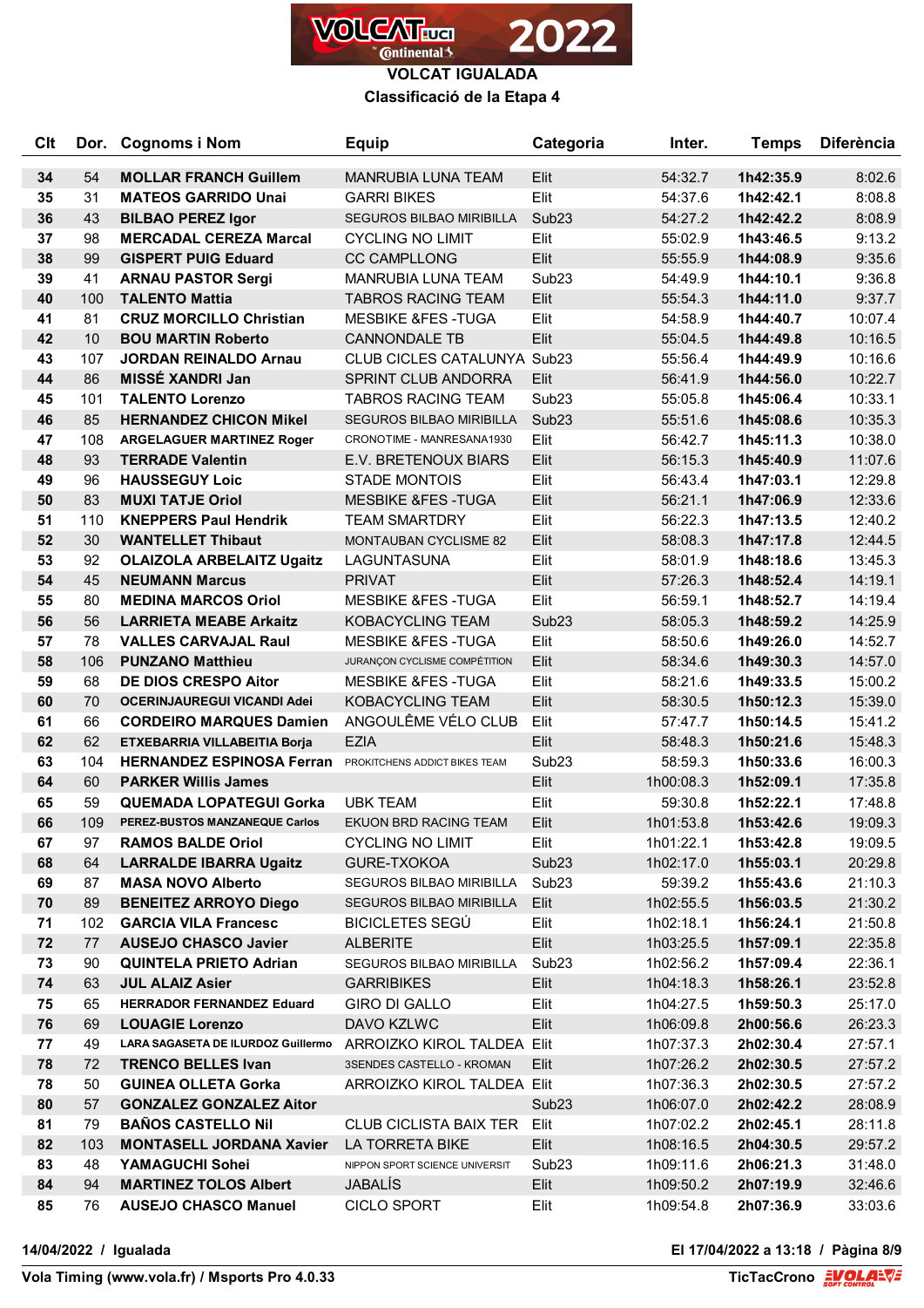# VOLCAT IGUALADA

## Classificació de la Etapa 4

| Clt | Dor. | Cognoms i Nom | Equip | Categoria | Inter. | Temps | Diferència |
|---|---|---|---|---|---|---|---|
| 34 | 54 | **MOLLAR FRANCH Guillem** | MANRUBIA LUNA TEAM | Elit | 54:32.7 | **1h42:35.9** | 8:02.6 |
| 35 | 31 | **MATEOS GARRIDO Unai** | GARRI BIKES | Elit | 54:37.6 | **1h42:42.1** | 8:08.8 |
| 36 | 43 | **BILBAO PEREZ Igor** | SEGUROS BILBAO MIRIBILLA | Sub23 | 54:27.2 | **1h42:42.2** | 8:08.9 |
| 37 | 98 | **MERCADAL CEREZA Marcal** | CYCLING NO LIMIT | Elit | 55:02.9 | **1h43:46.5** | 9:13.2 |
| 38 | 99 | **GISPERT PUIG Eduard** | CC CAMPLLONG | Elit | 55:55.9 | **1h44:08.9** | 9:35.6 |
| 39 | 41 | **ARNAU PASTOR Sergi** | MANRUBIA LUNA TEAM | Sub23 | 54:49.9 | **1h44:10.1** | 9:36.8 |
| 40 | 100 | **TALENTO Mattia** | TABROS RACING TEAM | Elit | 55:54.3 | **1h44:11.0** | 9:37.7 |
| 41 | 81 | **CRUZ MORCILLO Christian** | MESBIKE &FES -TUGA | Elit | 54:58.9 | **1h44:40.7** | 10:07.4 |
| 42 | 10 | **BOU MARTIN Roberto** | CANNONDALE TB | Elit | 55:04.5 | **1h44:49.8** | 10:16.5 |
| 43 | 107 | **JORDAN REINALDO Arnau** | CLUB CICLES CATALUNYA | Sub23 | 55:56.4 | **1h44:49.9** | 10:16.6 |
| 44 | 86 | **MISSÉ XANDRI Jan** | SPRINT CLUB ANDORRA | Elit | 56:41.9 | **1h44:56.0** | 10:22.7 |
| 45 | 101 | **TALENTO Lorenzo** | TABROS RACING TEAM | Sub23 | 55:05.8 | **1h45:06.4** | 10:33.1 |
| 46 | 85 | **HERNANDEZ CHICON Mikel** | SEGUROS BILBAO MIRIBILLA | Sub23 | 55:51.6 | **1h45:08.6** | 10:35.3 |
| 47 | 108 | **ARGELAGUER MARTINEZ Roger** | CRONOTIME - MANRESANA1930 | Elit | 56:42.7 | **1h45:11.3** | 10:38.0 |
| 48 | 93 | **TERRADE Valentin** | E.V. BRETENOUX BIARS | Elit | 56:15.3 | **1h45:40.9** | 11:07.6 |
| 49 | 96 | **HAUSSEGUY Loic** | STADE MONTOIS | Elit | 56:43.4 | **1h47:03.1** | 12:29.8 |
| 50 | 83 | **MUXI TATJE Oriol** | MESBIKE &FES -TUGA | Elit | 56:21.1 | **1h47:06.9** | 12:33.6 |
| 51 | 110 | **KNEPPERS Paul Hendrik** | TEAM SMARTDRY | Elit | 56:22.3 | **1h47:13.5** | 12:40.2 |
| 52 | 30 | **WANTELLET Thibaut** | MONTAUBAN CYCLISME 82 | Elit | 58:08.3 | **1h47:17.8** | 12:44.5 |
| 53 | 92 | **OLAIZOLA ARBELAITZ Ugaitz** | LAGUNTASUNA | Elit | 58:01.9 | **1h48:18.6** | 13:45.3 |
| 54 | 45 | **NEUMANN Marcus** | PRIVAT | Elit | 57:26.3 | **1h48:52.4** | 14:19.1 |
| 55 | 80 | **MEDINA MARCOS Oriol** | MESBIKE &FES -TUGA | Elit | 56:59.1 | **1h48:52.7** | 14:19.4 |
| 56 | 56 | **LARRIETA MEABE Arkaitz** | KOBACYCLING TEAM | Sub23 | 58:05.3 | **1h48:59.2** | 14:25.9 |
| 57 | 78 | **VALLES CARVAJAL Raul** | MESBIKE &FES -TUGA | Elit | 58:50.6 | **1h49:26.0** | 14:52.7 |
| 58 | 106 | **PUNZANO Matthieu** | JURANÇON CYCLISME COMPÉTITION | Elit | 58:34.6 | **1h49:30.3** | 14:57.0 |
| 59 | 68 | **DE DIOS CRESPO Aitor** | MESBIKE &FES -TUGA | Elit | 58:21.6 | **1h49:33.5** | 15:00.2 |
| 60 | 70 | **OCERINJAUREGUI VICANDI Adei** | KOBACYCLING TEAM | Elit | 58:30.5 | **1h50:12.3** | 15:39.0 |
| 61 | 66 | **CORDEIRO MARQUES Damien** | ANGOULÊME VÉLO CLUB | Elit | 57:47.7 | **1h50:14.5** | 15:41.2 |
| 62 | 62 | **ETXEBARRIA VILLABEITIA Borja** | EZIA | Elit | 58:48.3 | **1h50:21.6** | 15:48.3 |
| 63 | 104 | **HERNANDEZ ESPINOSA Ferran** | PROKITCHENS ADDICT BIKES TEAM | Sub23 | 58:59.3 | **1h50:33.6** | 16:00.3 |
| 64 | 60 | **PARKER Willis James** | | Elit | 1h00:08.3 | **1h52:09.1** | 17:35.8 |
| 65 | 59 | **QUEMADA LOPATEGUI Gorka** | UBK TEAM | Elit | 59:30.8 | **1h52:22.1** | 17:48.8 |
| 66 | 109 | **PEREZ-BUSTOS MANZANEQUE Carlos** | EKUON BRD RACING TEAM | Elit | 1h01:53.8 | **1h53:42.6** | 19:09.3 |
| 67 | 97 | **RAMOS BALDE Oriol** | CYCLING NO LIMIT | Elit | 1h01:22.1 | **1h53:42.8** | 19:09.5 |
| 68 | 64 | **LARRALDE IBARRA Ugaitz** | GURE-TXOKOA | Sub23 | 1h02:17.0 | **1h55:03.1** | 20:29.8 |
| 69 | 87 | **MASA NOVO Alberto** | SEGUROS BILBAO MIRIBILLA | Sub23 | 59:39.2 | **1h55:43.6** | 21:10.3 |
| 70 | 89 | **BENEITEZ ARROYO Diego** | SEGUROS BILBAO MIRIBILLA | Elit | 1h02:55.5 | **1h56:03.5** | 21:30.2 |
| 71 | 102 | **GARCIA VILA Francesc** | BICICLETES SEGÚ | Elit | 1h02:18.1 | **1h56:24.1** | 21:50.8 |
| 72 | 77 | **AUSEJO CHASCO Javier** | ALBERITE | Elit | 1h03:25.5 | **1h57:09.1** | 22:35.8 |
| 73 | 90 | **QUINTELA PRIETO Adrian** | SEGUROS BILBAO MIRIBILLA | Sub23 | 1h02:56.2 | **1h57:09.4** | 22:36.1 |
| 74 | 63 | **JUL ALAIZ Asier** | GARRIBIKES | Elit | 1h04:18.3 | **1h58:26.1** | 23:52.8 |
| 75 | 65 | **HERRADOR FERNANDEZ Eduard** | GIRO DI GALLO | Elit | 1h04:27.5 | **1h59:50.3** | 25:17.0 |
| 76 | 69 | **LOUAGIE Lorenzo** | DAVO KZLWC | Elit | 1h06:09.8 | **2h00:56.6** | 26:23.3 |
| 77 | 49 | **LARA SAGASETA DE ILURDOZ Guillermo** | ARROIZKO KIROL TALDEA | Elit | 1h07:37.3 | **2h02:30.4** | 27:57.1 |
| 78 | 72 | **TRENCO BELLES Ivan** | 3SENDES CASTELLO - KROMAN | Elit | 1h07:26.2 | **2h02:30.5** | 27:57.2 |
| 78 | 50 | **GUINEA OLLETA Gorka** | ARROIZKO KIROL TALDEA | Elit | 1h07:36.3 | **2h02:30.5** | 27:57.2 |
| 80 | 57 | **GONZALEZ GONZALEZ Aitor** | | Sub23 | 1h06:07.0 | **2h02:42.2** | 28:08.9 |
| 81 | 79 | **BAÑOS CASTELLO Nil** | CLUB CICLISTA BAIX TER | Elit | 1h07:02.2 | **2h02:45.1** | 28:11.8 |
| 82 | 103 | **MONTASELL JORDANA Xavier** | LA TORRETA BIKE | Elit | 1h08:16.5 | **2h04:30.5** | 29:57.2 |
| 83 | 48 | **YAMAGUCHI Sohei** | NIPPON SPORT SCIENCE UNIVERSIT | Sub23 | 1h09:11.6 | **2h06:21.3** | 31:48.0 |
| 84 | 94 | **MARTINEZ TOLOS Albert** | JABALÍS | Elit | 1h09:50.2 | **2h07:19.9** | 32:46.6 |
| 85 | 76 | **AUSEJO CHASCO Manuel** | CICLO SPORT | Elit | 1h09:54.8 | **2h07:36.9** | 33:03.6 |

**14/04/2022 / Igualada**

**El 17/04/2022 a 13:18**

**Vola Timing (www.vola.fr) / Msports Pro 4.0.33**

**TicTacCrono**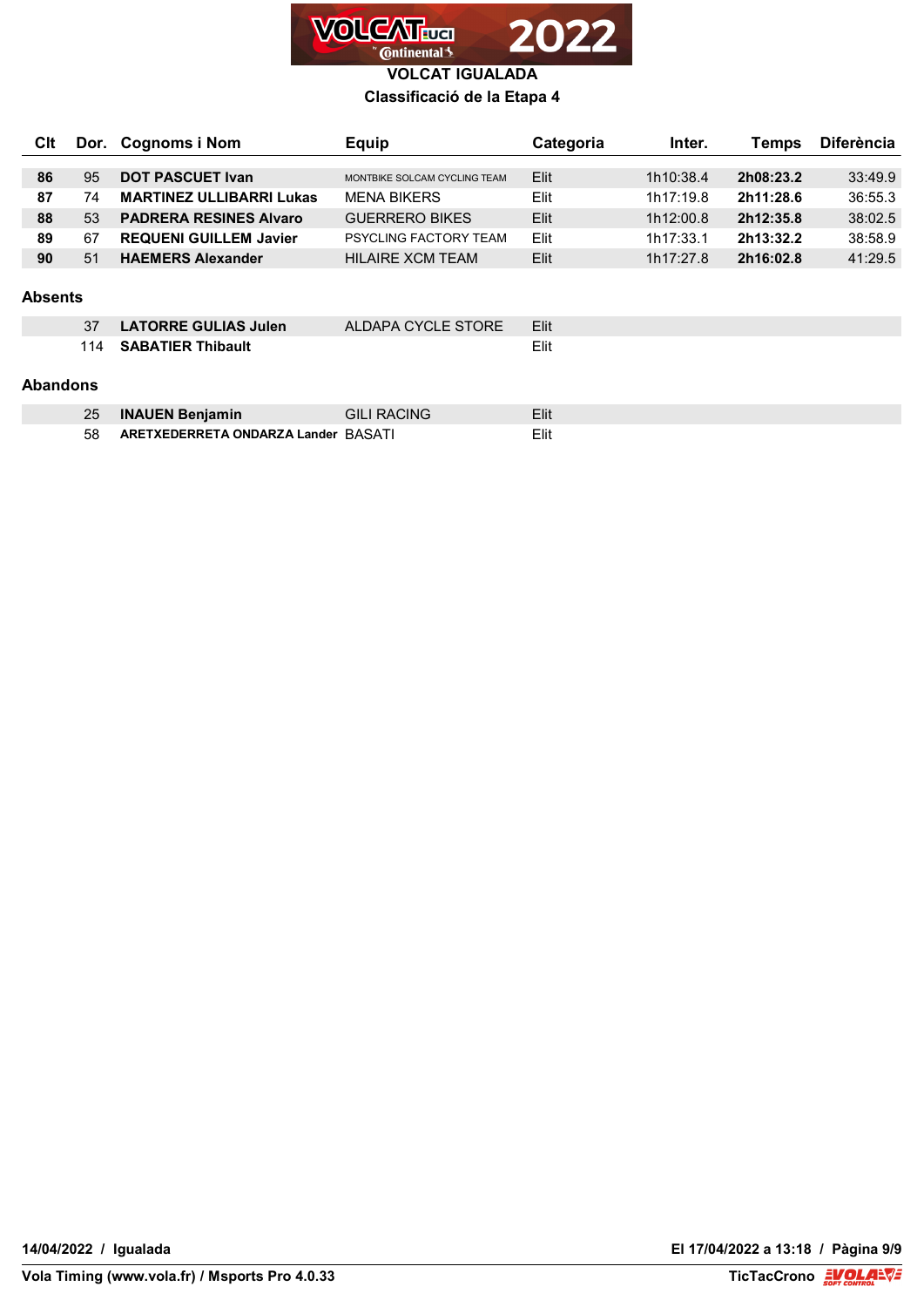**VOLCAT IGUALADA**

**Classificació de la Etapa 4**

| Clt | Dor. | Cognoms i Nom | Equip | Categoria | Inter. | Temps | Diferència |
|---|---|---|---|---|---|---|---|
| **86** | 95 | **DOT PASCUET Ivan** | MONTBIKE SOLCAM CYCLING TEAM | Elit | 1h10:38.4 | **2h08:23.2** | 33:49.9 |
| **87** | 74 | **MARTINEZ ULLIBARRI Lukas** | MENA BIKERS | Elit | 1h17:19.8 | **2h11:28.6** | 36:55.3 |
| **88** | 53 | **PADRERA RESINES Alvaro** | GUERRERO BIKES | Elit | 1h12:00.8 | **2h12:35.8** | 38:02.5 |
| **89** | 67 | **REQUENI GUILLEM Javier** | PSYCLING FACTORY TEAM | Elit | 1h17:33.1 | **2h13:32.2** | 38:58.9 |
| **90** | 51 | **HAEMERS Alexander** | HILAIRE XCM TEAM | Elit | 1h17:27.8 | **2h16:02.8** | 41:29.5 |

**Absents**

| | Dor. | Cognoms i Nom | Equip | Categoria |
|---|---|---|---|---|
| | 37 | **LATORRE GULIAS Julen** | ALDAPA CYCLE STORE | Elit |
| | 114 | **SABATIER Thibault** | | Elit |

**Abandons**

| | Dor. | Cognoms i Nom | Equip | Categoria |
|---|---|---|---|---|
| | 25 | **INAUEN Benjamin** | GILI RACING | Elit |
| | 58 | **ARETXEDERRETA ONDARZA Lander** | BASATI | Elit |

**14/04/2022 / Igualada**

**Vola Timing (www.vola.fr) / Msports Pro 4.0.33**

**El 17/04/2022 a 13:18**

**TicTacCrono**